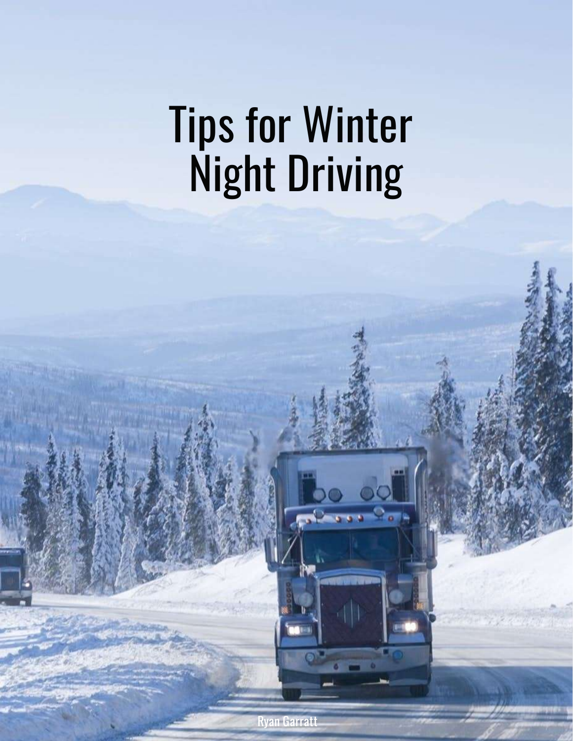# Tips for Winter Night Driving

Ryan Garratt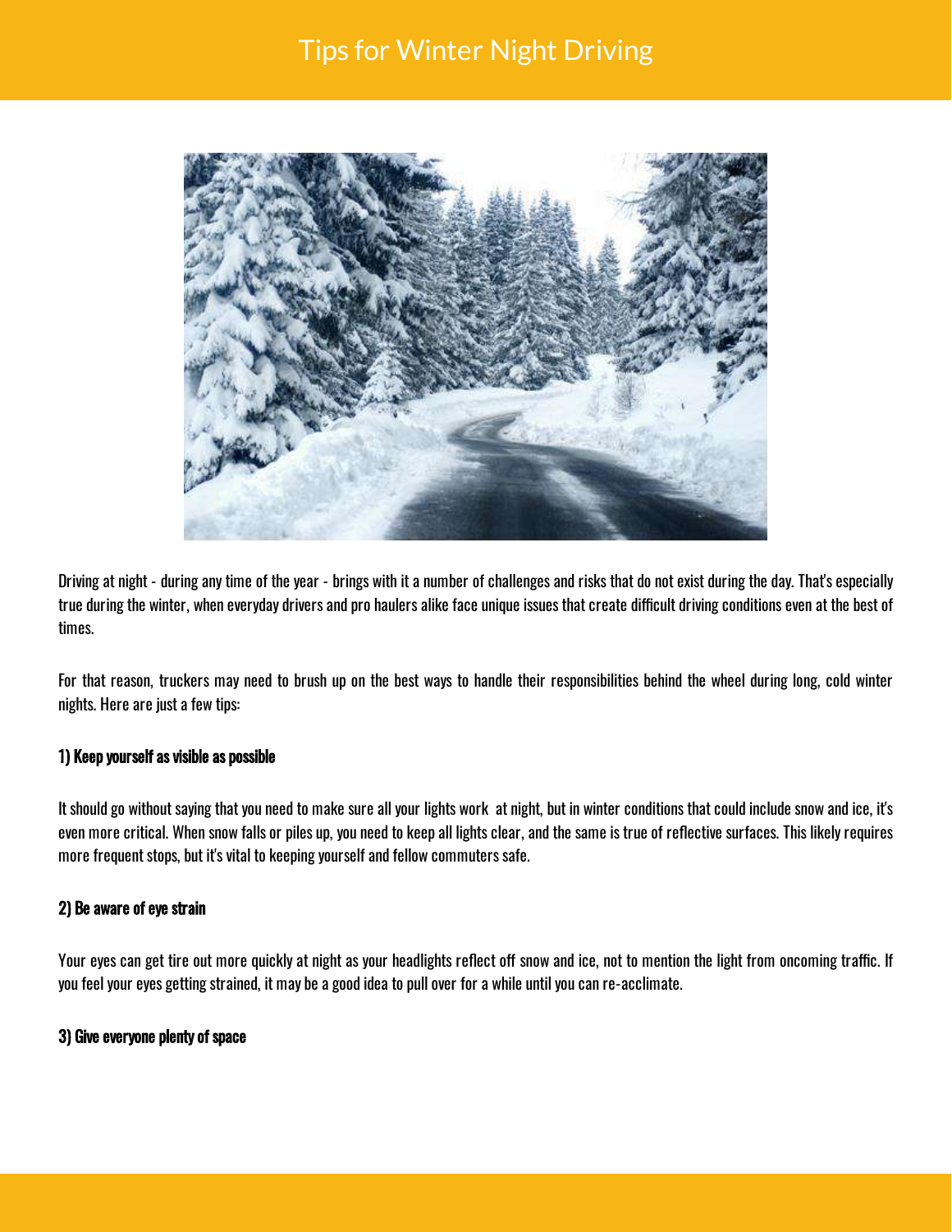# Tips for Winter Night Driving

Driving at night - during any time of the year - brings with it a number of challenges and risks that do not exist during the day. That's especially true during the winter, when everyday drivers and pro haulers alike face unique issues that create difficult driving conditions even at the best of times.

For that reason, truckers may need to brush up on the best ways to handle their responsibilities behind the wheel during long, cold winter nights. Here are just a few tips:

**1) Keep yourself as visible as possible**

It should go without saying that you need to make sure all your lights work at night, but in winter conditions that could include snow and ice, it's even more critical. When snow falls or piles up, you need to keep all lights clear, and the same is true of reflective surfaces. This likely requires more frequent stops, but it's vital to keeping yourself and fellow commuters safe.

**2) Be aware of eye strain**

Your eyes can get tire out more quickly at night as your headlights reflect off snow and ice, not to mention the light from oncoming traffic. If you feel your eyes getting strained, it may be a good idea to pull over for a while until you can re-acclimate.

**3) Give everyone plenty of space**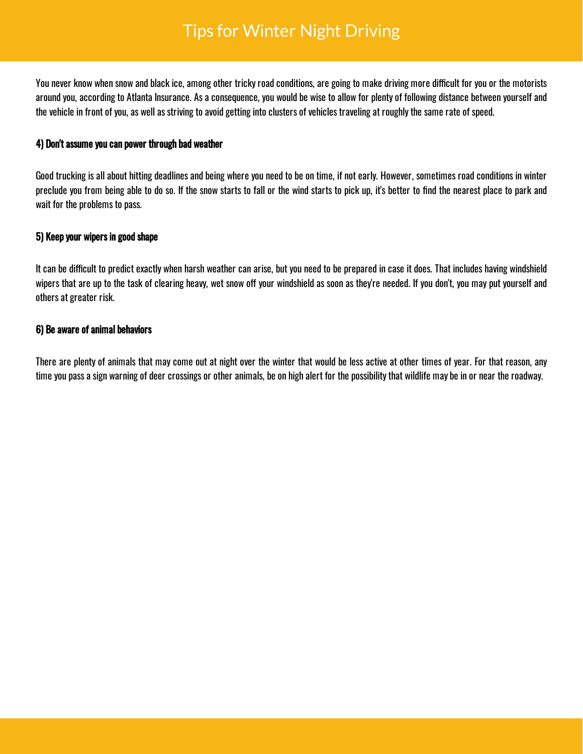You never know when snow and black ice, among other tricky road conditions, are going to make driving more difficult for you or the motorists around you, according to Atlanta Insurance. As a consequence, you would be wise to allow for plenty of following distance between yourself and the vehicle in front of you, as well as striving to avoid getting into clusters of vehicles traveling at roughly the same rate of speed.

#### 4) Don't assume you can power through bad weather

Good trucking is all about hitting deadlines and being where you need to be on time, if not early. However, sometimes road conditions in winter preclude you from being able to do so. If the snow starts to fall or the wind starts to pick up, it's better to find the nearest place to park and wait for the problems to pass.

#### 5) Keep your wipers in good shape

It can be difficult to predict exactly when harsh weather can arise, but you need to be prepared in case it does. That includes having windshield wipers that are up to the task of clearing heavy, wet snow off your windshield as soon as they're needed. If you don't, you may put yourself and others at greater risk.

#### 6) Be aware of animal behaviors

There are plenty of animals that may come out at night over the winter that would be less active at other times of year. For that reason, any time you pass a sign warning of deer crossings or other animals, be on high alert for the possibility that wildlife may be in or near the roadway.